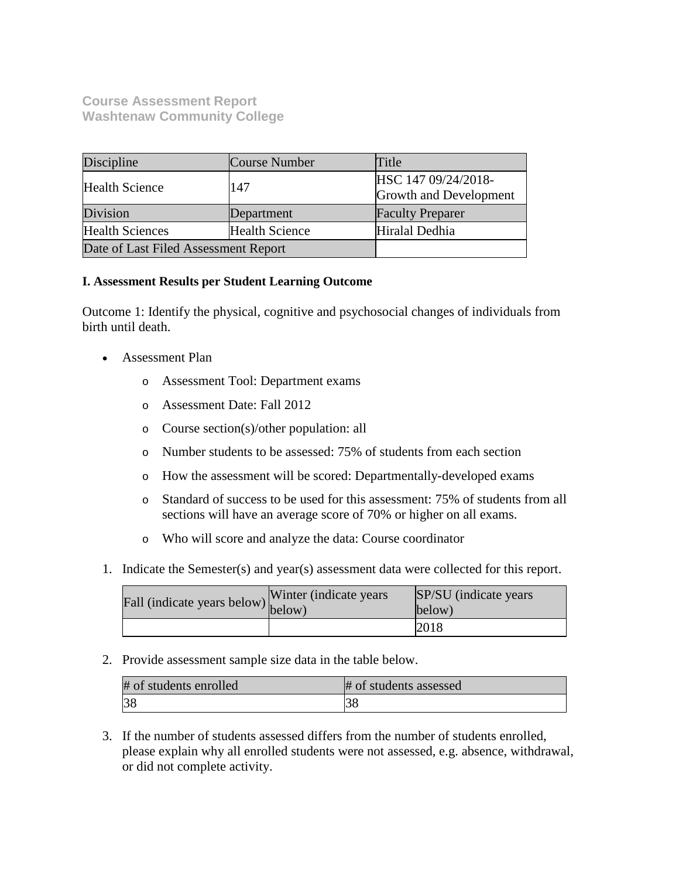**Course Assessment Report**
**Washtenaw Community College**

| Discipline | Course Number | Title |
|---|---|---|
| Health Science | 147 | HSC 147 09/24/2018-Growth and Development |
| Division | Department | Faculty Preparer |
| Health Sciences | Health Science | Hiralal Dedhia |
| Date of Last Filed Assessment Report | | |

**I. Assessment Results per Student Learning Outcome**

Outcome 1: Identify the physical, cognitive and psychosocial changes of individuals from birth until death.

- Assessment Plan
  - Assessment Tool: Department exams
  - Assessment Date: Fall 2012
  - Course section(s)/other population: all
  - Number students to be assessed: 75% of students from each section
  - How the assessment will be scored: Departmentally-developed exams
  - Standard of success to be used for this assessment: 75% of students from all sections will have an average score of 70% or higher on all exams.
  - Who will score and analyze the data: Course coordinator

1. Indicate the Semester(s) and year(s) assessment data were collected for this report.

| Fall (indicate years below) | Winter (indicate years below) | SP/SU (indicate years below) |
|---|---|---|
| | | 2018 |

2. Provide assessment sample size data in the table below.

| # of students enrolled | # of students assessed |
|---|---|
| 38 | 38 |

3. If the number of students assessed differs from the number of students enrolled, please explain why all enrolled students were not assessed, e.g. absence, withdrawal, or did not complete activity.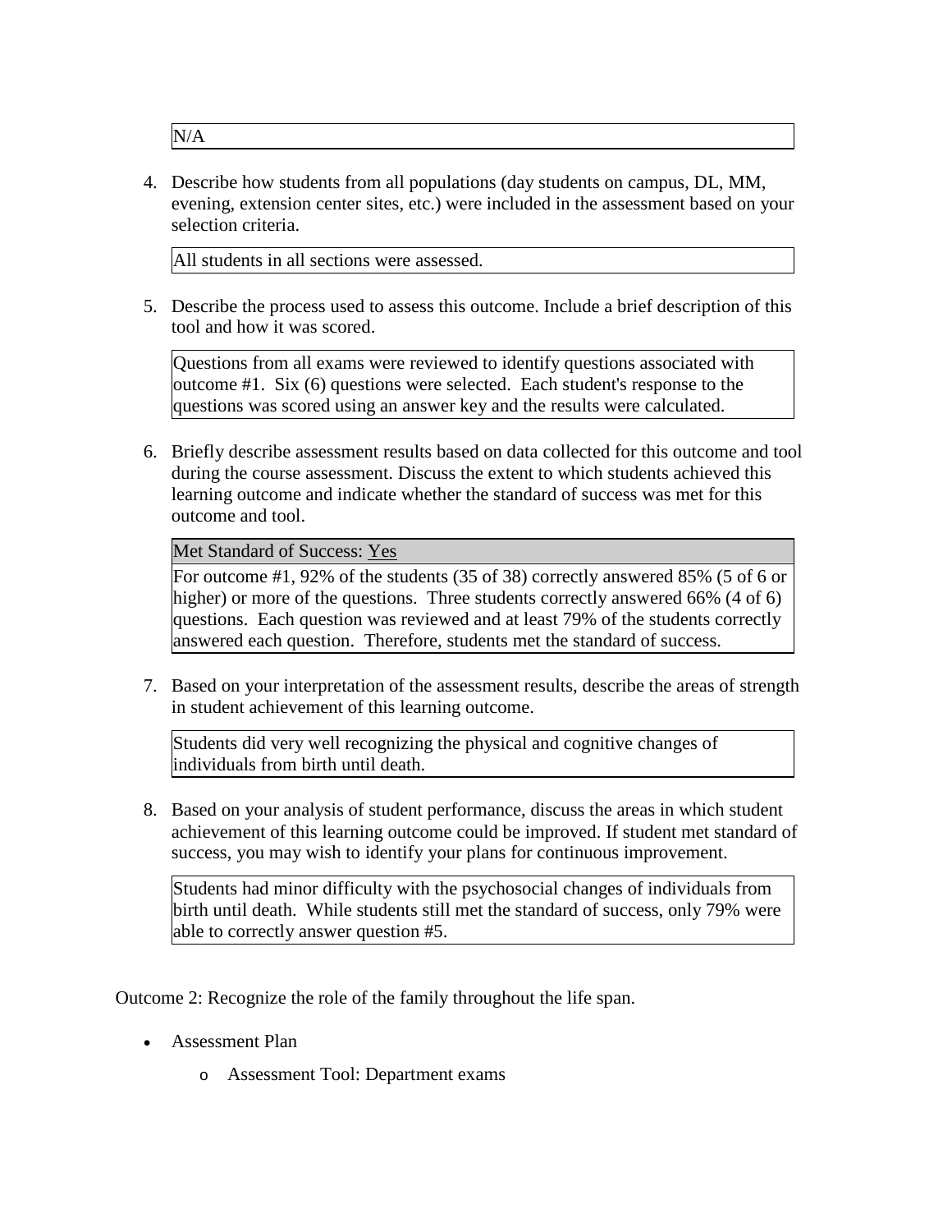N/A

4. Describe how students from all populations (day students on campus, DL, MM, evening, extension center sites, etc.) were included in the assessment based on your selection criteria.

   All students in all sections were assessed.

5. Describe the process used to assess this outcome. Include a brief description of this tool and how it was scored.

   Questions from all exams were reviewed to identify questions associated with outcome #1. Six (6) questions were selected. Each student's response to the questions was scored using an answer key and the results were calculated.

6. Briefly describe assessment results based on data collected for this outcome and tool during the course assessment. Discuss the extent to which students achieved this learning outcome and indicate whether the standard of success was met for this outcome and tool.

   Met Standard of Success: Yes

   For outcome #1, 92% of the students (35 of 38) correctly answered 85% (5 of 6 or higher) or more of the questions. Three students correctly answered 66% (4 of 6) questions. Each question was reviewed and at least 79% of the students correctly answered each question. Therefore, students met the standard of success.

7. Based on your interpretation of the assessment results, describe the areas of strength in student achievement of this learning outcome.

   Students did very well recognizing the physical and cognitive changes of individuals from birth until death.

8. Based on your analysis of student performance, discuss the areas in which student achievement of this learning outcome could be improved. If student met standard of success, you may wish to identify your plans for continuous improvement.

   Students had minor difficulty with the psychosocial changes of individuals from birth until death. While students still met the standard of success, only 79% were able to correctly answer question #5.

Outcome 2: Recognize the role of the family throughout the life span.

- Assessment Plan
  - Assessment Tool: Department exams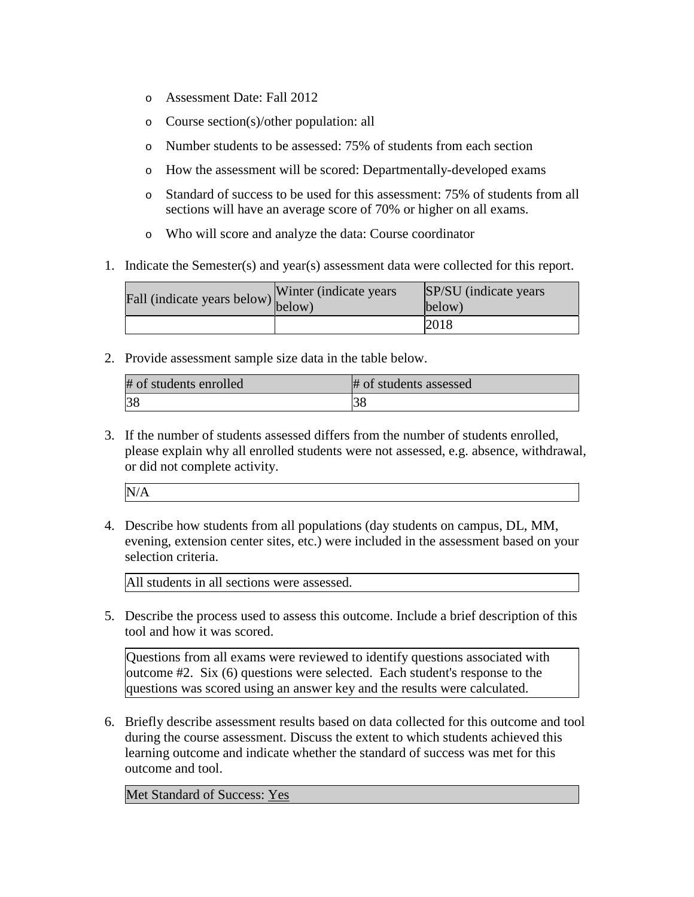- Assessment Date: Fall 2012
- Course section(s)/other population: all
- Number students to be assessed: 75% of students from each section
- How the assessment will be scored: Departmentally-developed exams
- Standard of success to be used for this assessment: 75% of students from all sections will have an average score of 70% or higher on all exams.
- Who will score and analyze the data: Course coordinator

1. Indicate the Semester(s) and year(s) assessment data were collected for this report.

| Fall (indicate years below) | Winter (indicate years below) | SP/SU (indicate years below) |
|---|---|---|
| | | 2018 |

2. Provide assessment sample size data in the table below.

| # of students enrolled | # of students assessed |
|---|---|
| 38 | 38 |

3. If the number of students assessed differs from the number of students enrolled, please explain why all enrolled students were not assessed, e.g. absence, withdrawal, or did not complete activity.

| N/A |
|---|

4. Describe how students from all populations (day students on campus, DL, MM, evening, extension center sites, etc.) were included in the assessment based on your selection criteria.

| All students in all sections were assessed. |
|---|

5. Describe the process used to assess this outcome. Include a brief description of this tool and how it was scored.

| Questions from all exams were reviewed to identify questions associated with outcome #2. Six (6) questions were selected. Each student's response to the questions was scored using an answer key and the results were calculated. |
|---|

6. Briefly describe assessment results based on data collected for this outcome and tool during the course assessment. Discuss the extent to which students achieved this learning outcome and indicate whether the standard of success was met for this outcome and tool.

| Met Standard of Success: Yes |
|---|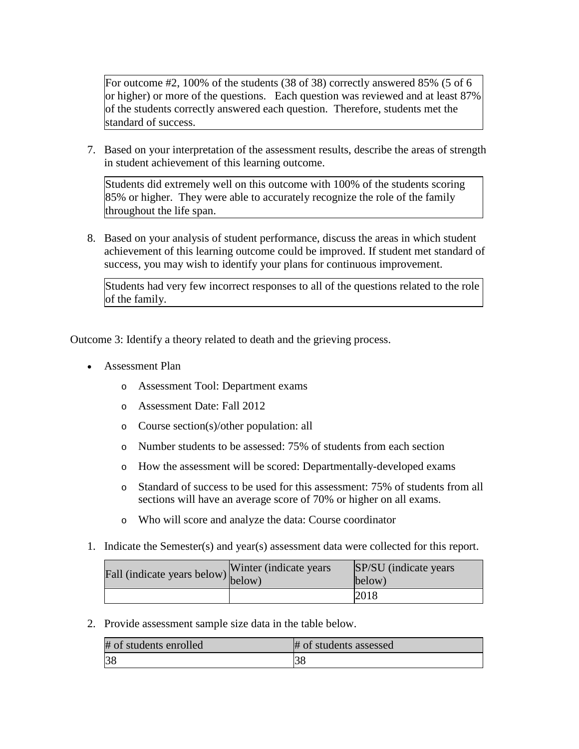For outcome #2, 100% of the students (38 of 38) correctly answered 85% (5 of 6 or higher) or more of the questions. Each question was reviewed and at least 87% of the students correctly answered each question. Therefore, students met the standard of success.

7. Based on your interpretation of the assessment results, describe the areas of strength in student achievement of this learning outcome.

Students did extremely well on this outcome with 100% of the students scoring 85% or higher. They were able to accurately recognize the role of the family throughout the life span.

8. Based on your analysis of student performance, discuss the areas in which student achievement of this learning outcome could be improved. If student met standard of success, you may wish to identify your plans for continuous improvement.

Students had very few incorrect responses to all of the questions related to the role of the family.

Outcome 3: Identify a theory related to death and the grieving process.

- Assessment Plan
  - Assessment Tool: Department exams
  - Assessment Date: Fall 2012
  - Course section(s)/other population: all
  - Number students to be assessed: 75% of students from each section
  - How the assessment will be scored: Departmentally-developed exams
  - Standard of success to be used for this assessment: 75% of students from all sections will have an average score of 70% or higher on all exams.
  - Who will score and analyze the data: Course coordinator

1. Indicate the Semester(s) and year(s) assessment data were collected for this report.

| Fall (indicate years below) | Winter (indicate years below) | SP/SU (indicate years below) |
|---|---|---|
| | | 2018 |

2. Provide assessment sample size data in the table below.

| # of students enrolled | # of students assessed |
|---|---|
| 38 | 38 |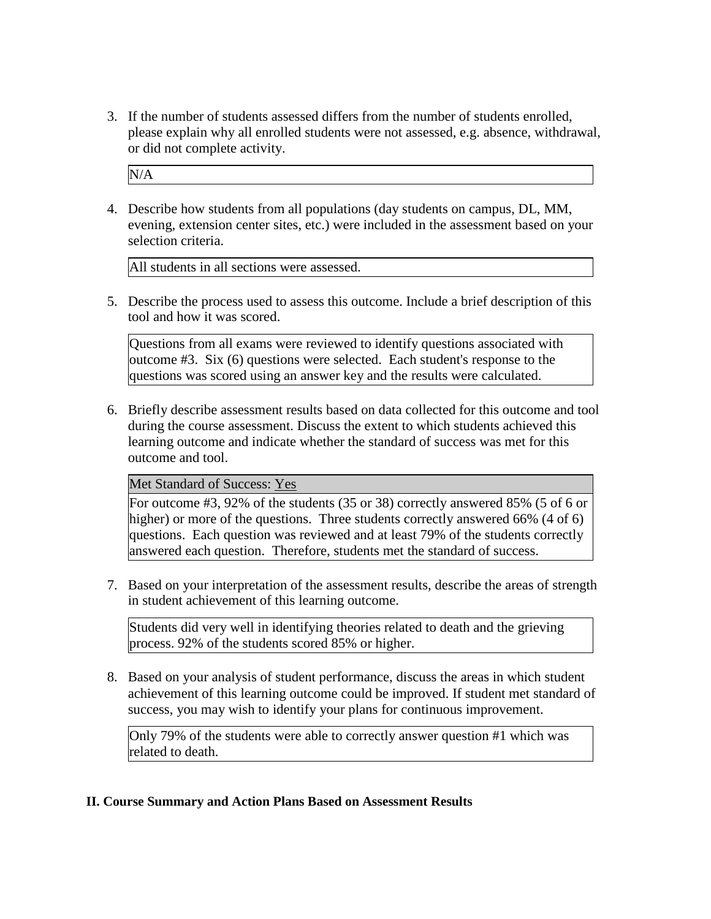3. If the number of students assessed differs from the number of students enrolled, please explain why all enrolled students were not assessed, e.g. absence, withdrawal, or did not complete activity.

   | N/A |
   |---|

4. Describe how students from all populations (day students on campus, DL, MM, evening, extension center sites, etc.) were included in the assessment based on your selection criteria.

   | All students in all sections were assessed. |
   |---|

5. Describe the process used to assess this outcome. Include a brief description of this tool and how it was scored.

   | Questions from all exams were reviewed to identify questions associated with outcome #3. Six (6) questions were selected. Each student's response to the questions was scored using an answer key and the results were calculated. |
   |---|

6. Briefly describe assessment results based on data collected for this outcome and tool during the course assessment. Discuss the extent to which students achieved this learning outcome and indicate whether the standard of success was met for this outcome and tool.

   | Met Standard of Success: Yes |
   |---|
   | For outcome #3, 92% of the students (35 or 38) correctly answered 85% (5 of 6 or higher) or more of the questions. Three students correctly answered 66% (4 of 6) questions. Each question was reviewed and at least 79% of the students correctly answered each question. Therefore, students met the standard of success. |

7. Based on your interpretation of the assessment results, describe the areas of strength in student achievement of this learning outcome.

   | Students did very well in identifying theories related to death and the grieving process. 92% of the students scored 85% or higher. |
   |---|

8. Based on your analysis of student performance, discuss the areas in which student achievement of this learning outcome could be improved. If student met standard of success, you may wish to identify your plans for continuous improvement.

   | Only 79% of the students were able to correctly answer question #1 which was related to death. |
   |---|

## II. Course Summary and Action Plans Based on Assessment Results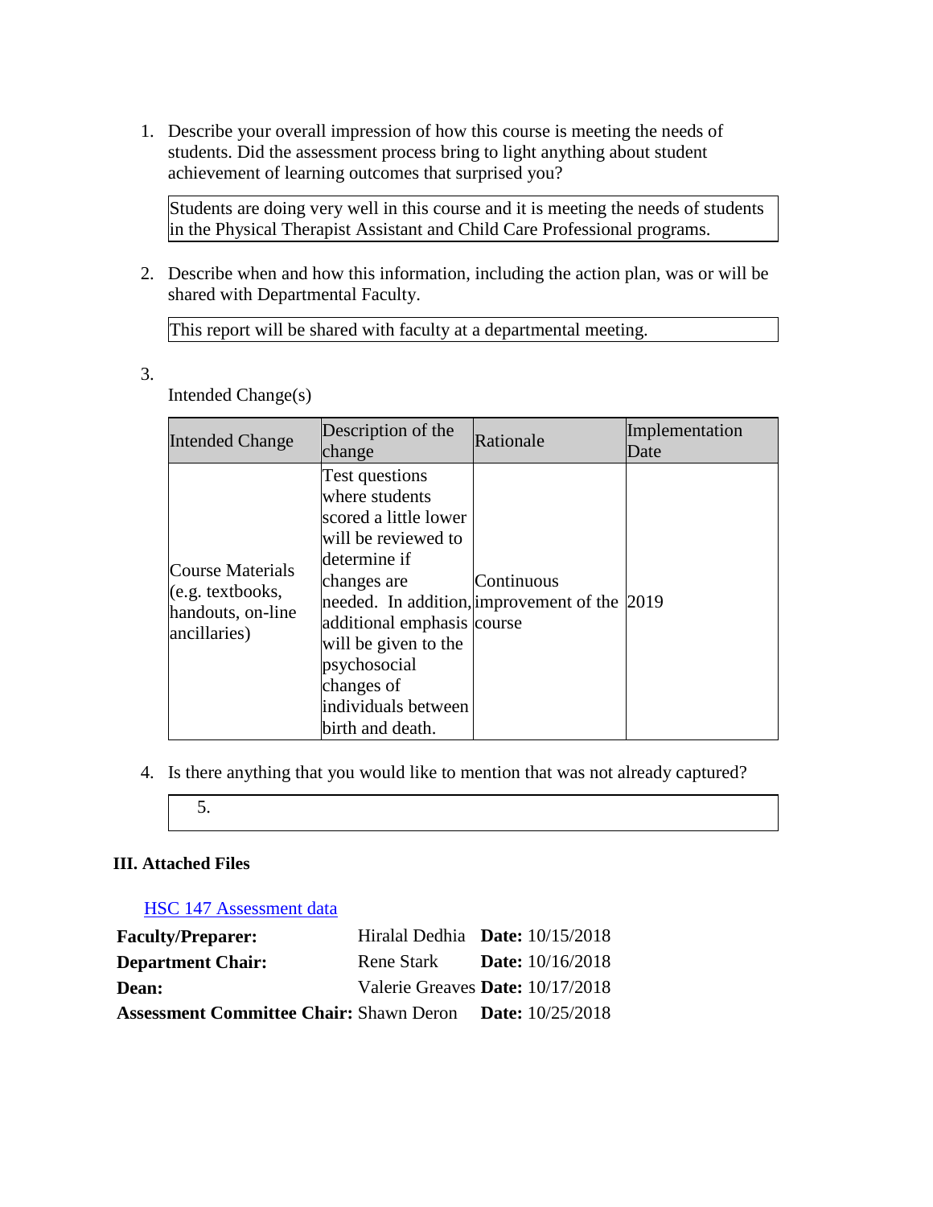1. Describe your overall impression of how this course is meeting the needs of students. Did the assessment process bring to light anything about student achievement of learning outcomes that surprised you?

| Students are doing very well in this course and it is meeting the needs of students in the Physical Therapist Assistant and Child Care Professional programs. |
|---|

2. Describe when and how this information, including the action plan, was or will be shared with Departmental Faculty.

| This report will be shared with faculty at a departmental meeting. |
|---|

3. Intended Change(s)

| Intended Change | Description of the change | Rationale | Implementation Date |
|---|---|---|---|
| Course Materials (e.g. textbooks, handouts, on-line ancillaries) | Test questions where students scored a little lower will be reviewed to determine if changes are needed. In addition, additional emphasis will be given to the psychosocial changes of individuals between birth and death. | Continuous improvement of the course | 2019 |

4. Is there anything that you would like to mention that was not already captured?

| 5. |
|---|

**III. Attached Files**

HSC 147 Assessment data

| | | |
|---|---|---|
| **Faculty/Preparer:** | Hiralal Dedhia | **Date:** 10/15/2018 |
| **Department Chair:** | Rene Stark | **Date:** 10/16/2018 |
| **Dean:** | Valerie Greaves | **Date:** 10/17/2018 |
| **Assessment Committee Chair:** | Shawn Deron | **Date:** 10/25/2018 |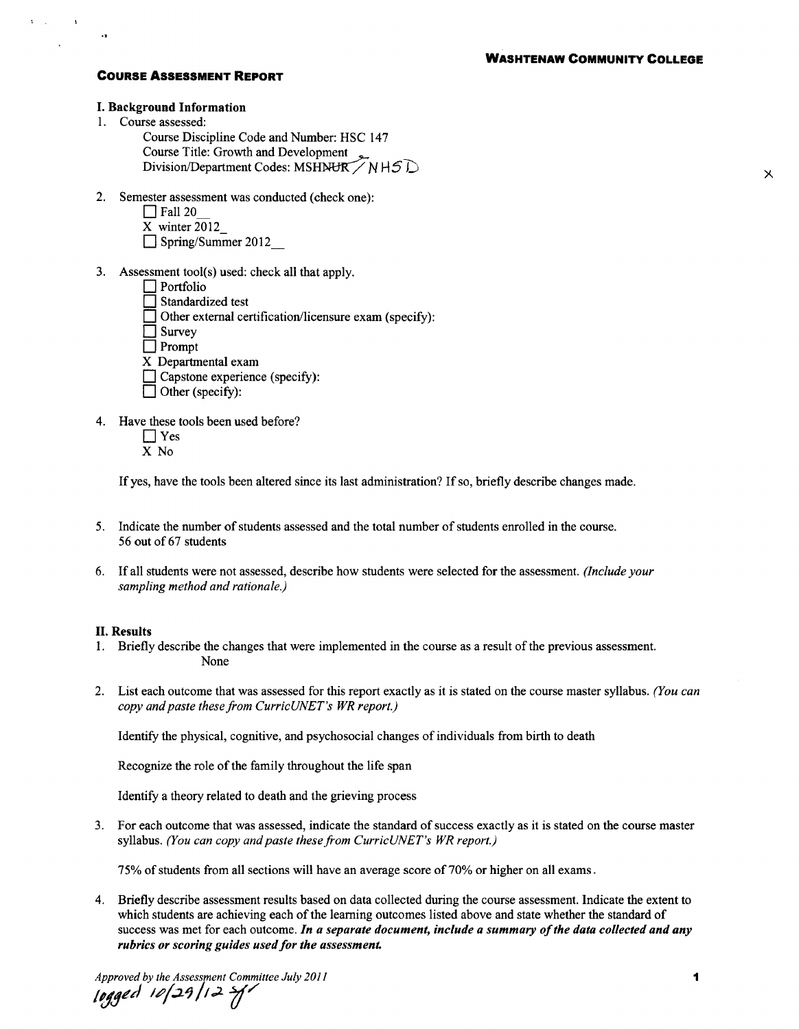**WASHTENAW COMMUNITY COLLEGE**

## COURSE ASSESSMENT REPORT

### I. Background Information

1. Course assessed:
   Course Discipline Code and Number: HSC 147
   Course Title: Growth and Development
   Division/Department Codes: MSH~~NUR~~ / NHSD

2. Semester assessment was conducted (check one):
   - ☐ Fall 20__
   - X winter 2012_
   - ☐ Spring/Summer 2012__

3. Assessment tool(s) used: check all that apply.
   - ☐ Portfolio
   - ☐ Standardized test
   - ☐ Other external certification/licensure exam (specify):
   - ☐ Survey
   - ☐ Prompt
   - X Departmental exam
   - ☐ Capstone experience (specify):
   - ☐ Other (specify):

4. Have these tools been used before?
   - ☐ Yes
   - X No

   If yes, have the tools been altered since its last administration? If so, briefly describe changes made.

5. Indicate the number of students assessed and the total number of students enrolled in the course.
   56 out of 67 students

6. If all students were not assessed, describe how students were selected for the assessment. *(Include your sampling method and rationale.)*

### II. Results

1. Briefly describe the changes that were implemented in the course as a result of the previous assessment.
   None

2. List each outcome that was assessed for this report exactly as it is stated on the course master syllabus. *(You can copy and paste these from CurricUNET's WR report.)*

   Identify the physical, cognitive, and psychosocial changes of individuals from birth to death

   Recognize the role of the family throughout the life span

   Identify a theory related to death and the grieving process

3. For each outcome that was assessed, indicate the standard of success exactly as it is stated on the course master syllabus. *(You can copy and paste these from CurricUNET's WR report.)*

   75% of students from all sections will have an average score of 70% or higher on all exams.

4. Briefly describe assessment results based on data collected during the course assessment. Indicate the extent to which students are achieving each of the learning outcomes listed above and state whether the standard of success was met for each outcome. ***In a separate document, include a summary of the data collected and any rubrics or scoring guides used for the assessment.***

*Approved by the Assessment Committee July 2011*

*logged 10/29/12 sf*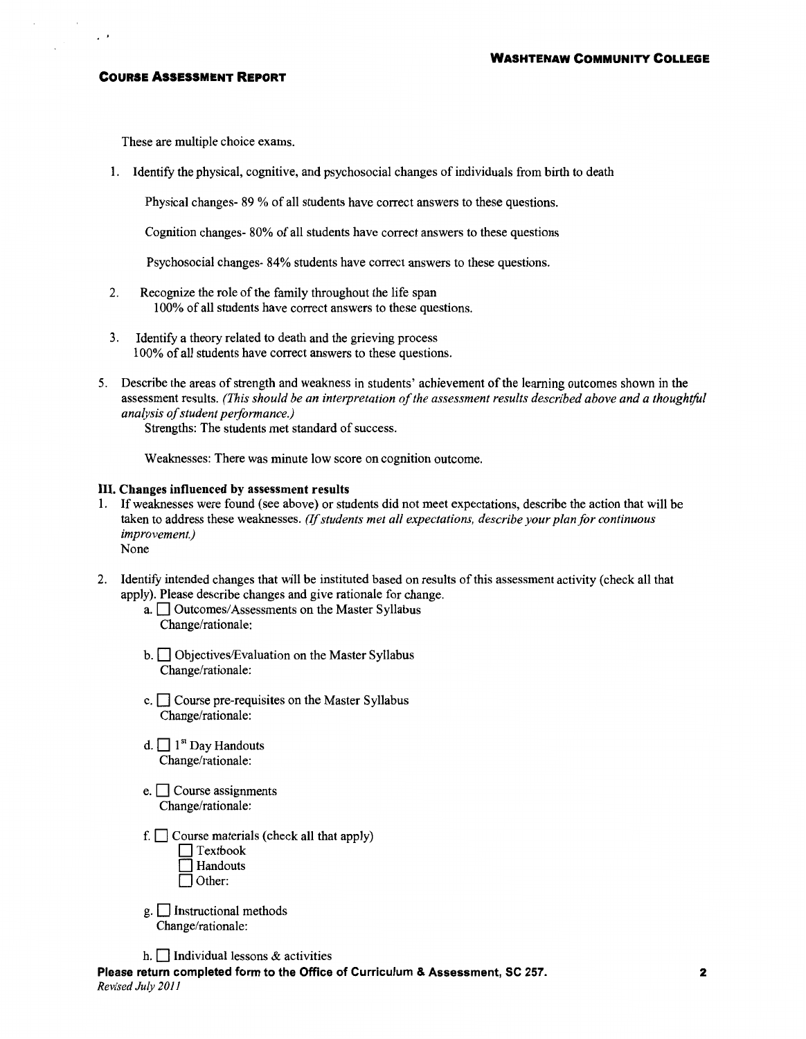These are multiple choice exams.

1. Identify the physical, cognitive, and psychosocial changes of individuals from birth to death

   Physical changes- 89 % of all students have correct answers to these questions.

   Cognition changes- 80% of all students have correct answers to these questions

   Psychosocial changes- 84% students have correct answers to these questions.

2. Recognize the role of the family throughout the life span
   100% of all students have correct answers to these questions.

3. Identify a theory related to death and the grieving process
   100% of all students have correct answers to these questions.

5. Describe the areas of strength and weakness in students' achievement of the learning outcomes shown in the assessment results. *(This should be an interpretation of the assessment results described above and a thoughtful analysis of student performance.)*

   Strengths: The students met standard of success.

   Weaknesses: There was minute low score on cognition outcome.

**III. Changes influenced by assessment results**

1. If weaknesses were found (see above) or students did not meet expectations, describe the action that will be taken to address these weaknesses. *(If students met all expectations, describe your plan for continuous improvement.)*
   None

2. Identify intended changes that will be instituted based on results of this assessment activity (check all that apply). Please describe changes and give rationale for change.
   - a. ☐ Outcomes/Assessments on the Master Syllabus
     Change/rationale:
   - b. ☐ Objectives/Evaluation on the Master Syllabus
     Change/rationale:
   - c. ☐ Course pre-requisites on the Master Syllabus
     Change/rationale:
   - d. ☐ 1st Day Handouts
     Change/rationale:
   - e. ☐ Course assignments
     Change/rationale:
   - f. ☐ Course materials (check all that apply)
     - ☐ Textbook
     - ☐ Handouts
     - ☐ Other:
   - g. ☐ Instructional methods
     Change/rationale:
   - h. ☐ Individual lessons & activities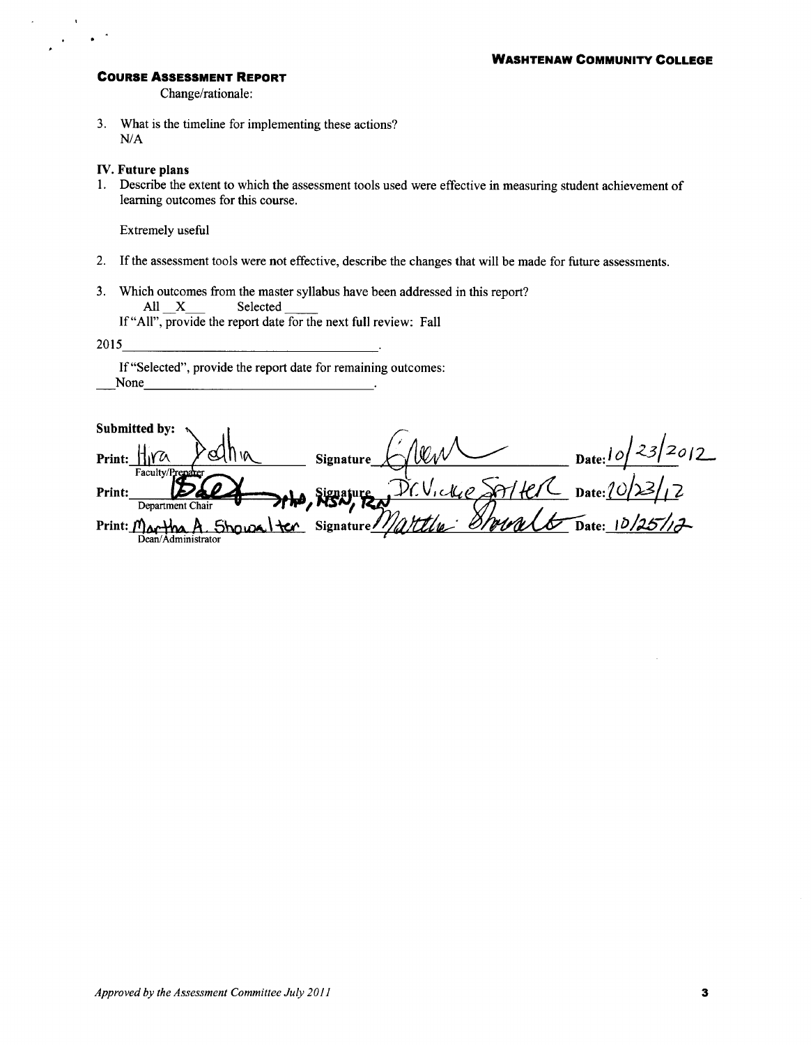**Course Assessment Report**

Change/rationale:

3. What is the timeline for implementing these actions?
   N/A

**IV. Future plans**

1. Describe the extent to which the assessment tools used were effective in measuring student achievement of learning outcomes for this course.

   Extremely useful

2. If the assessment tools were not effective, describe the changes that will be made for future assessments.

3. Which outcomes from the master syllabus have been addressed in this report?
   All __X__ Selected _____
   If "All", provide the report date for the next full review: Fall

2015________________________________.

If "Selected", provide the report date for remaining outcomes:
___None_____________________________.

**Submitted by:**

**Print:** Hira Padhia **Signature** _______________ **Date:** 10/23/2012
Faculty/Preparer

**Print:** Bael PhD, NSN, RN **Signature** Dr. Vickie Salter **Date:** 10/23/12
Department Chair

**Print:** Martha A. Showalter **Signature** Martha Showalter **Date:** 10/25/12
Dean/Administrator

*Approved by the Assessment Committee July 2011*